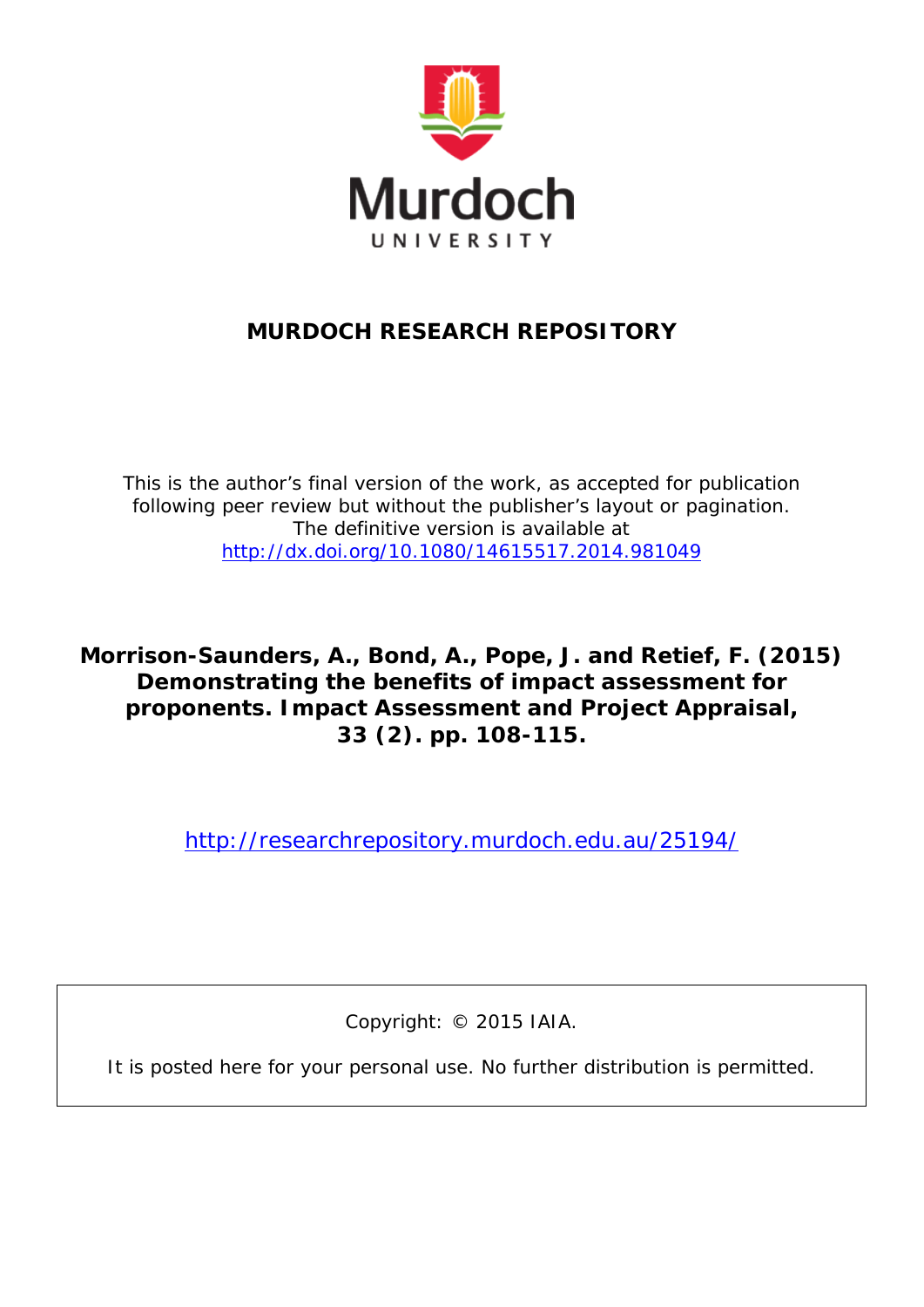Murdoch UNIVERSITY

# MURDOCH RESEARCH REPOSITORY

This is the author's final version of the work, as accepted for publication following peer review but without the publisher's layout or pagination.
The definitive version is available at
http://dx.doi.org/10.1080/14615517.2014.981049

**Morrison-Saunders, A., Bond, A., Pope, J. and Retief, F. (2015) Demonstrating the benefits of impact assessment for proponents. Impact Assessment and Project Appraisal, 33 (2). pp. 108-115.**

http://researchrepository.murdoch.edu.au/25194/

Copyright: © 2015 IAIA.

It is posted here for your personal use. No further distribution is permitted.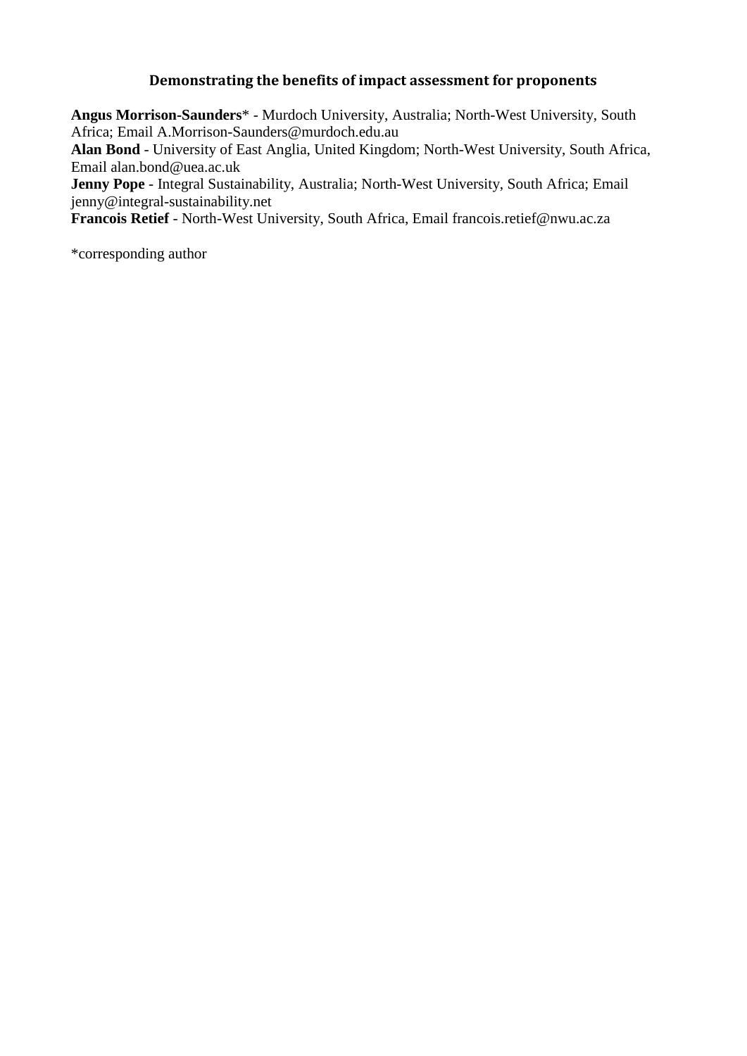# Demonstrating the benefits of impact assessment for proponents

**Angus Morrison-Saunders*** - Murdoch University, Australia; North-West University, South Africa; Email A.Morrison-Saunders@murdoch.edu.au

**Alan Bond** - University of East Anglia, United Kingdom; North-West University, South Africa, Email alan.bond@uea.ac.uk

**Jenny Pope** - Integral Sustainability, Australia; North-West University, South Africa; Email jenny@integral-sustainability.net

**Francois Retief** - North-West University, South Africa, Email francois.retief@nwu.ac.za

*corresponding author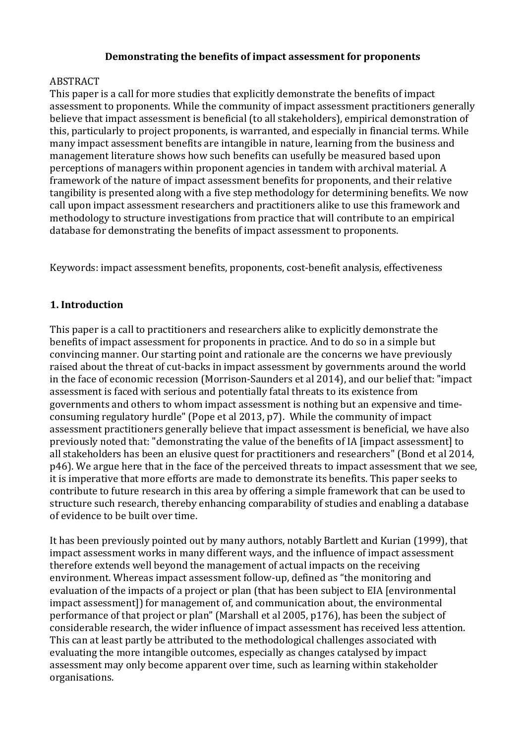**Demonstrating the benefits of impact assessment for proponents**

ABSTRACT

This paper is a call for more studies that explicitly demonstrate the benefits of impact assessment to proponents. While the community of impact assessment practitioners generally believe that impact assessment is beneficial (to all stakeholders), empirical demonstration of this, particularly to project proponents, is warranted, and especially in financial terms. While many impact assessment benefits are intangible in nature, learning from the business and management literature shows how such benefits can usefully be measured based upon perceptions of managers within proponent agencies in tandem with archival material. A framework of the nature of impact assessment benefits for proponents, and their relative tangibility is presented along with a five step methodology for determining benefits. We now call upon impact assessment researchers and practitioners alike to use this framework and methodology to structure investigations from practice that will contribute to an empirical database for demonstrating the benefits of impact assessment to proponents.

Keywords: impact assessment benefits, proponents, cost-benefit analysis, effectiveness

## 1. Introduction

This paper is a call to practitioners and researchers alike to explicitly demonstrate the benefits of impact assessment for proponents in practice. And to do so in a simple but convincing manner. Our starting point and rationale are the concerns we have previously raised about the threat of cut-backs in impact assessment by governments around the world in the face of economic recession (Morrison-Saunders et al 2014), and our belief that: "impact assessment is faced with serious and potentially fatal threats to its existence from governments and others to whom impact assessment is nothing but an expensive and time-consuming regulatory hurdle" (Pope et al 2013, p7). While the community of impact assessment practitioners generally believe that impact assessment is beneficial, we have also previously noted that: "demonstrating the value of the benefits of IA [impact assessment] to all stakeholders has been an elusive quest for practitioners and researchers" (Bond et al 2014, p46). We argue here that in the face of the perceived threats to impact assessment that we see, it is imperative that more efforts are made to demonstrate its benefits. This paper seeks to contribute to future research in this area by offering a simple framework that can be used to structure such research, thereby enhancing comparability of studies and enabling a database of evidence to be built over time.

It has been previously pointed out by many authors, notably Bartlett and Kurian (1999), that impact assessment works in many different ways, and the influence of impact assessment therefore extends well beyond the management of actual impacts on the receiving environment. Whereas impact assessment follow-up, defined as "the monitoring and evaluation of the impacts of a project or plan (that has been subject to EIA [environmental impact assessment]) for management of, and communication about, the environmental performance of that project or plan" (Marshall et al 2005, p176), has been the subject of considerable research, the wider influence of impact assessment has received less attention. This can at least partly be attributed to the methodological challenges associated with evaluating the more intangible outcomes, especially as changes catalysed by impact assessment may only become apparent over time, such as learning within stakeholder organisations.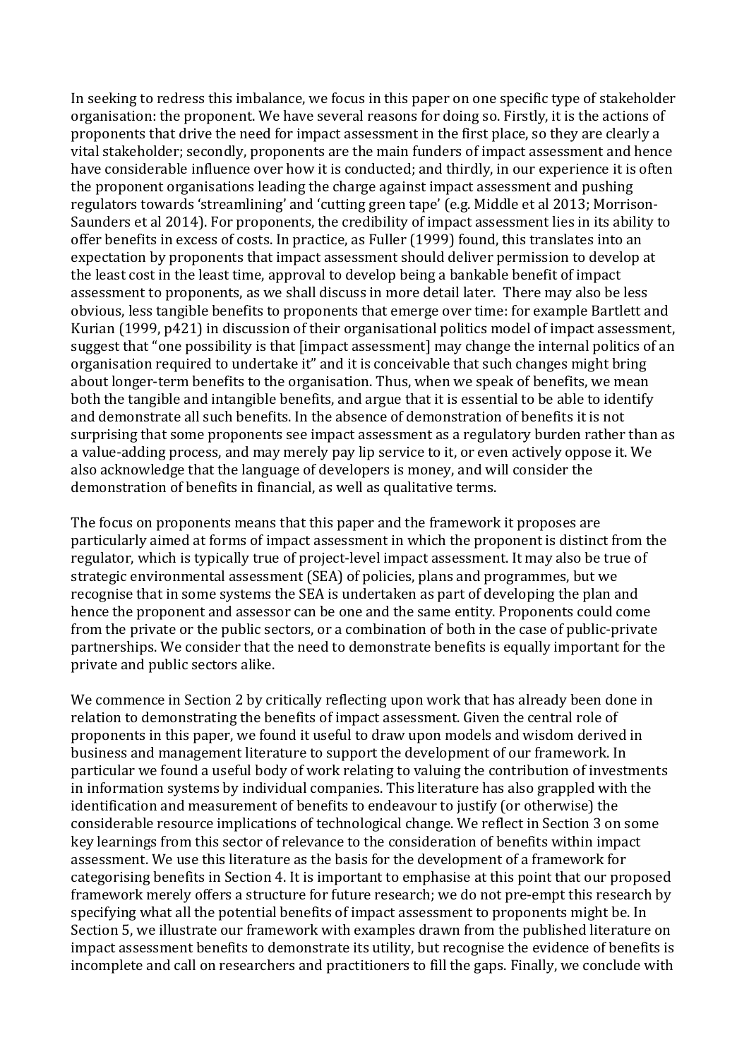In seeking to redress this imbalance, we focus in this paper on one specific type of stakeholder organisation: the proponent. We have several reasons for doing so. Firstly, it is the actions of proponents that drive the need for impact assessment in the first place, so they are clearly a vital stakeholder; secondly, proponents are the main funders of impact assessment and hence have considerable influence over how it is conducted; and thirdly, in our experience it is often the proponent organisations leading the charge against impact assessment and pushing regulators towards 'streamlining' and 'cutting green tape' (e.g. Middle et al 2013; Morrison-Saunders et al 2014). For proponents, the credibility of impact assessment lies in its ability to offer benefits in excess of costs. In practice, as Fuller (1999) found, this translates into an expectation by proponents that impact assessment should deliver permission to develop at the least cost in the least time, approval to develop being a bankable benefit of impact assessment to proponents, as we shall discuss in more detail later. There may also be less obvious, less tangible benefits to proponents that emerge over time: for example Bartlett and Kurian (1999, p421) in discussion of their organisational politics model of impact assessment, suggest that "one possibility is that [impact assessment] may change the internal politics of an organisation required to undertake it" and it is conceivable that such changes might bring about longer-term benefits to the organisation. Thus, when we speak of benefits, we mean both the tangible and intangible benefits, and argue that it is essential to be able to identify and demonstrate all such benefits. In the absence of demonstration of benefits it is not surprising that some proponents see impact assessment as a regulatory burden rather than as a value-adding process, and may merely pay lip service to it, or even actively oppose it. We also acknowledge that the language of developers is money, and will consider the demonstration of benefits in financial, as well as qualitative terms.

The focus on proponents means that this paper and the framework it proposes are particularly aimed at forms of impact assessment in which the proponent is distinct from the regulator, which is typically true of project-level impact assessment. It may also be true of strategic environmental assessment (SEA) of policies, plans and programmes, but we recognise that in some systems the SEA is undertaken as part of developing the plan and hence the proponent and assessor can be one and the same entity. Proponents could come from the private or the public sectors, or a combination of both in the case of public-private partnerships. We consider that the need to demonstrate benefits is equally important for the private and public sectors alike.

We commence in Section 2 by critically reflecting upon work that has already been done in relation to demonstrating the benefits of impact assessment. Given the central role of proponents in this paper, we found it useful to draw upon models and wisdom derived in business and management literature to support the development of our framework. In particular we found a useful body of work relating to valuing the contribution of investments in information systems by individual companies. This literature has also grappled with the identification and measurement of benefits to endeavour to justify (or otherwise) the considerable resource implications of technological change. We reflect in Section 3 on some key learnings from this sector of relevance to the consideration of benefits within impact assessment. We use this literature as the basis for the development of a framework for categorising benefits in Section 4. It is important to emphasise at this point that our proposed framework merely offers a structure for future research; we do not pre-empt this research by specifying what all the potential benefits of impact assessment to proponents might be. In Section 5, we illustrate our framework with examples drawn from the published literature on impact assessment benefits to demonstrate its utility, but recognise the evidence of benefits is incomplete and call on researchers and practitioners to fill the gaps. Finally, we conclude with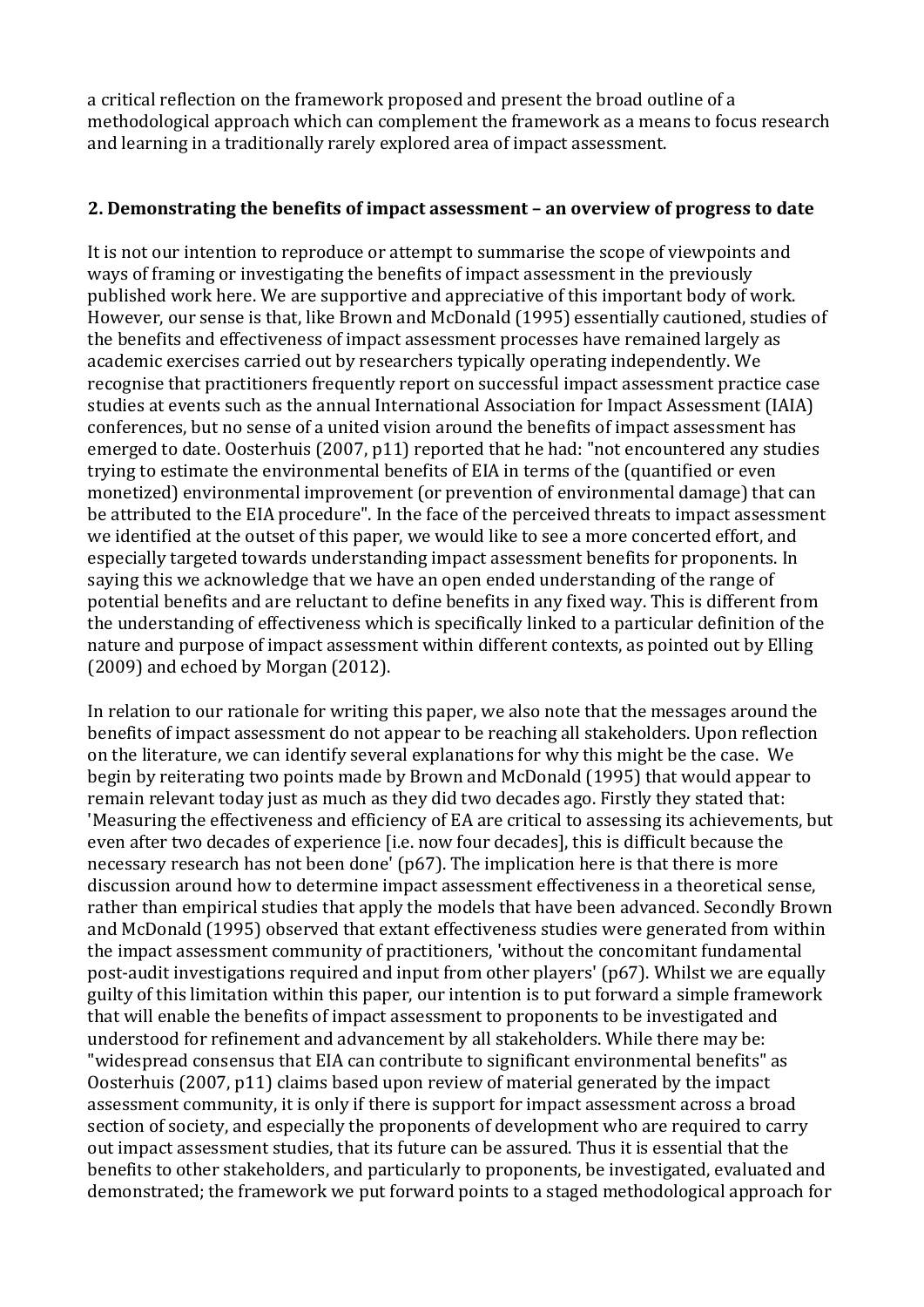a critical reflection on the framework proposed and present the broad outline of a methodological approach which can complement the framework as a means to focus research and learning in a traditionally rarely explored area of impact assessment.

## 2. Demonstrating the benefits of impact assessment – an overview of progress to date

It is not our intention to reproduce or attempt to summarise the scope of viewpoints and ways of framing or investigating the benefits of impact assessment in the previously published work here. We are supportive and appreciative of this important body of work. However, our sense is that, like Brown and McDonald (1995) essentially cautioned, studies of the benefits and effectiveness of impact assessment processes have remained largely as academic exercises carried out by researchers typically operating independently. We recognise that practitioners frequently report on successful impact assessment practice case studies at events such as the annual International Association for Impact Assessment (IAIA) conferences, but no sense of a united vision around the benefits of impact assessment has emerged to date. Oosterhuis (2007, p11) reported that he had: "not encountered any studies trying to estimate the environmental benefits of EIA in terms of the (quantified or even monetized) environmental improvement (or prevention of environmental damage) that can be attributed to the EIA procedure". In the face of the perceived threats to impact assessment we identified at the outset of this paper, we would like to see a more concerted effort, and especially targeted towards understanding impact assessment benefits for proponents. In saying this we acknowledge that we have an open ended understanding of the range of potential benefits and are reluctant to define benefits in any fixed way. This is different from the understanding of effectiveness which is specifically linked to a particular definition of the nature and purpose of impact assessment within different contexts, as pointed out by Elling (2009) and echoed by Morgan (2012).

In relation to our rationale for writing this paper, we also note that the messages around the benefits of impact assessment do not appear to be reaching all stakeholders. Upon reflection on the literature, we can identify several explanations for why this might be the case. We begin by reiterating two points made by Brown and McDonald (1995) that would appear to remain relevant today just as much as they did two decades ago. Firstly they stated that: 'Measuring the effectiveness and efficiency of EA are critical to assessing its achievements, but even after two decades of experience [i.e. now four decades], this is difficult because the necessary research has not been done' (p67). The implication here is that there is more discussion around how to determine impact assessment effectiveness in a theoretical sense, rather than empirical studies that apply the models that have been advanced. Secondly Brown and McDonald (1995) observed that extant effectiveness studies were generated from within the impact assessment community of practitioners, 'without the concomitant fundamental post-audit investigations required and input from other players' (p67). Whilst we are equally guilty of this limitation within this paper, our intention is to put forward a simple framework that will enable the benefits of impact assessment to proponents to be investigated and understood for refinement and advancement by all stakeholders. While there may be: "widespread consensus that EIA can contribute to significant environmental benefits" as Oosterhuis (2007, p11) claims based upon review of material generated by the impact assessment community, it is only if there is support for impact assessment across a broad section of society, and especially the proponents of development who are required to carry out impact assessment studies, that its future can be assured. Thus it is essential that the benefits to other stakeholders, and particularly to proponents, be investigated, evaluated and demonstrated; the framework we put forward points to a staged methodological approach for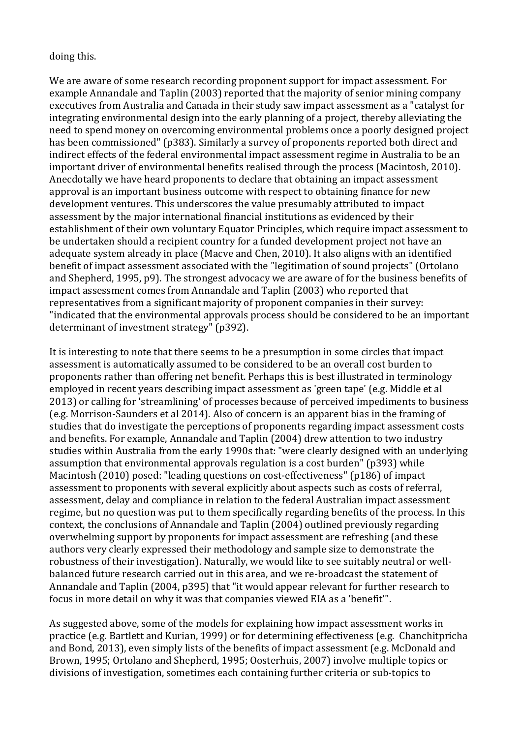doing this.

We are aware of some research recording proponent support for impact assessment. For example Annandale and Taplin (2003) reported that the majority of senior mining company executives from Australia and Canada in their study saw impact assessment as a "catalyst for integrating environmental design into the early planning of a project, thereby alleviating the need to spend money on overcoming environmental problems once a poorly designed project has been commissioned" (p383). Similarly a survey of proponents reported both direct and indirect effects of the federal environmental impact assessment regime in Australia to be an important driver of environmental benefits realised through the process (Macintosh, 2010). Anecdotally we have heard proponents to declare that obtaining an impact assessment approval is an important business outcome with respect to obtaining finance for new development ventures. This underscores the value presumably attributed to impact assessment by the major international financial institutions as evidenced by their establishment of their own voluntary Equator Principles, which require impact assessment to be undertaken should a recipient country for a funded development project not have an adequate system already in place (Macve and Chen, 2010). It also aligns with an identified benefit of impact assessment associated with the "legitimation of sound projects" (Ortolano and Shepherd, 1995, p9). The strongest advocacy we are aware of for the business benefits of impact assessment comes from Annandale and Taplin (2003) who reported that representatives from a significant majority of proponent companies in their survey: "indicated that the environmental approvals process should be considered to be an important determinant of investment strategy" (p392).

It is interesting to note that there seems to be a presumption in some circles that impact assessment is automatically assumed to be considered to be an overall cost burden to proponents rather than offering net benefit. Perhaps this is best illustrated in terminology employed in recent years describing impact assessment as 'green tape' (e.g. Middle et al 2013) or calling for 'streamlining' of processes because of perceived impediments to business (e.g. Morrison-Saunders et al 2014). Also of concern is an apparent bias in the framing of studies that do investigate the perceptions of proponents regarding impact assessment costs and benefits. For example, Annandale and Taplin (2004) drew attention to two industry studies within Australia from the early 1990s that: "were clearly designed with an underlying assumption that environmental approvals regulation is a cost burden" (p393) while Macintosh (2010) posed: "leading questions on cost-effectiveness" (p186) of impact assessment to proponents with several explicitly about aspects such as costs of referral, assessment, delay and compliance in relation to the federal Australian impact assessment regime, but no question was put to them specifically regarding benefits of the process. In this context, the conclusions of Annandale and Taplin (2004) outlined previously regarding overwhelming support by proponents for impact assessment are refreshing (and these authors very clearly expressed their methodology and sample size to demonstrate the robustness of their investigation). Naturally, we would like to see suitably neutral or well-balanced future research carried out in this area, and we re-broadcast the statement of Annandale and Taplin (2004, p395) that "it would appear relevant for further research to focus in more detail on why it was that companies viewed EIA as a 'benefit'".

As suggested above, some of the models for explaining how impact assessment works in practice (e.g. Bartlett and Kurian, 1999) or for determining effectiveness (e.g. Chanchitpricha and Bond, 2013), even simply lists of the benefits of impact assessment (e.g. McDonald and Brown, 1995; Ortolano and Shepherd, 1995; Oosterhuis, 2007) involve multiple topics or divisions of investigation, sometimes each containing further criteria or sub-topics to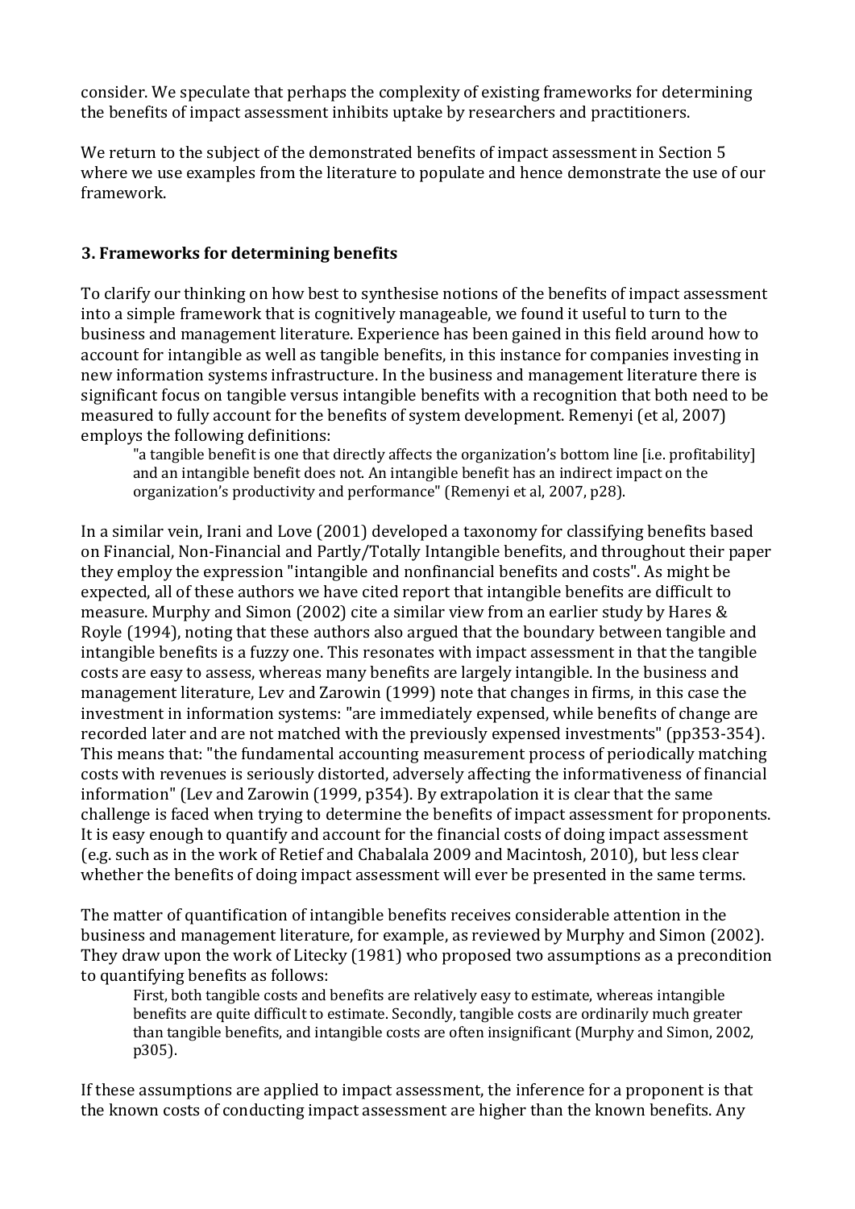consider. We speculate that perhaps the complexity of existing frameworks for determining the benefits of impact assessment inhibits uptake by researchers and practitioners.

We return to the subject of the demonstrated benefits of impact assessment in Section 5 where we use examples from the literature to populate and hence demonstrate the use of our framework.

## 3. Frameworks for determining benefits

To clarify our thinking on how best to synthesise notions of the benefits of impact assessment into a simple framework that is cognitively manageable, we found it useful to turn to the business and management literature. Experience has been gained in this field around how to account for intangible as well as tangible benefits, in this instance for companies investing in new information systems infrastructure. In the business and management literature there is significant focus on tangible versus intangible benefits with a recognition that both need to be measured to fully account for the benefits of system development. Remenyi (et al, 2007) employs the following definitions:

> "a tangible benefit is one that directly affects the organization's bottom line [i.e. profitability] and an intangible benefit does not. An intangible benefit has an indirect impact on the organization's productivity and performance" (Remenyi et al, 2007, p28).

In a similar vein, Irani and Love (2001) developed a taxonomy for classifying benefits based on Financial, Non-Financial and Partly/Totally Intangible benefits, and throughout their paper they employ the expression "intangible and nonfinancial benefits and costs". As might be expected, all of these authors we have cited report that intangible benefits are difficult to measure. Murphy and Simon (2002) cite a similar view from an earlier study by Hares & Royle (1994), noting that these authors also argued that the boundary between tangible and intangible benefits is a fuzzy one. This resonates with impact assessment in that the tangible costs are easy to assess, whereas many benefits are largely intangible. In the business and management literature, Lev and Zarowin (1999) note that changes in firms, in this case the investment in information systems: "are immediately expensed, while benefits of change are recorded later and are not matched with the previously expensed investments" (pp353-354). This means that: "the fundamental accounting measurement process of periodically matching costs with revenues is seriously distorted, adversely affecting the informativeness of financial information" (Lev and Zarowin (1999, p354). By extrapolation it is clear that the same challenge is faced when trying to determine the benefits of impact assessment for proponents. It is easy enough to quantify and account for the financial costs of doing impact assessment (e.g. such as in the work of Retief and Chabalala 2009 and Macintosh, 2010), but less clear whether the benefits of doing impact assessment will ever be presented in the same terms.

The matter of quantification of intangible benefits receives considerable attention in the business and management literature, for example, as reviewed by Murphy and Simon (2002). They draw upon the work of Litecky (1981) who proposed two assumptions as a precondition to quantifying benefits as follows:

> First, both tangible costs and benefits are relatively easy to estimate, whereas intangible benefits are quite difficult to estimate. Secondly, tangible costs are ordinarily much greater than tangible benefits, and intangible costs are often insignificant (Murphy and Simon, 2002, p305).

If these assumptions are applied to impact assessment, the inference for a proponent is that the known costs of conducting impact assessment are higher than the known benefits. Any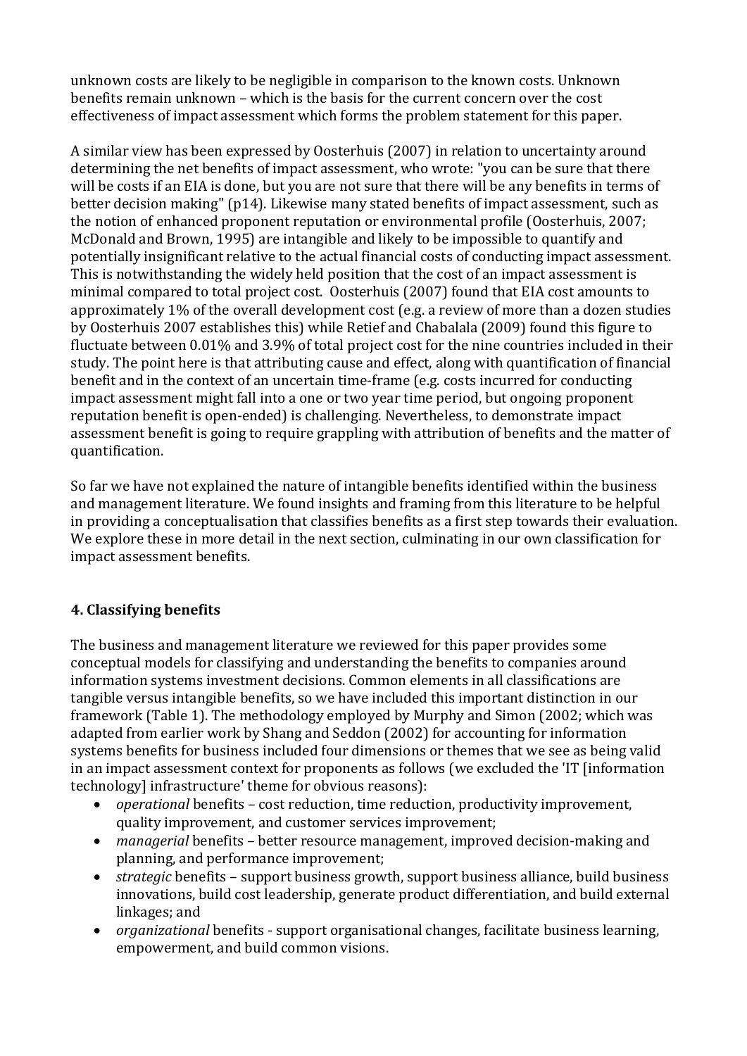unknown costs are likely to be negligible in comparison to the known costs. Unknown benefits remain unknown – which is the basis for the current concern over the cost effectiveness of impact assessment which forms the problem statement for this paper.

A similar view has been expressed by Oosterhuis (2007) in relation to uncertainty around determining the net benefits of impact assessment, who wrote: "you can be sure that there will be costs if an EIA is done, but you are not sure that there will be any benefits in terms of better decision making" (p14). Likewise many stated benefits of impact assessment, such as the notion of enhanced proponent reputation or environmental profile (Oosterhuis, 2007; McDonald and Brown, 1995) are intangible and likely to be impossible to quantify and potentially insignificant relative to the actual financial costs of conducting impact assessment. This is notwithstanding the widely held position that the cost of an impact assessment is minimal compared to total project cost. Oosterhuis (2007) found that EIA cost amounts to approximately 1% of the overall development cost (e.g. a review of more than a dozen studies by Oosterhuis 2007 establishes this) while Retief and Chabalala (2009) found this figure to fluctuate between 0.01% and 3.9% of total project cost for the nine countries included in their study. The point here is that attributing cause and effect, along with quantification of financial benefit and in the context of an uncertain time-frame (e.g. costs incurred for conducting impact assessment might fall into a one or two year time period, but ongoing proponent reputation benefit is open-ended) is challenging. Nevertheless, to demonstrate impact assessment benefit is going to require grappling with attribution of benefits and the matter of quantification.

So far we have not explained the nature of intangible benefits identified within the business and management literature. We found insights and framing from this literature to be helpful in providing a conceptualisation that classifies benefits as a first step towards their evaluation. We explore these in more detail in the next section, culminating in our own classification for impact assessment benefits.

## 4. Classifying benefits

The business and management literature we reviewed for this paper provides some conceptual models for classifying and understanding the benefits to companies around information systems investment decisions. Common elements in all classifications are tangible versus intangible benefits, so we have included this important distinction in our framework (Table 1). The methodology employed by Murphy and Simon (2002; which was adapted from earlier work by Shang and Seddon (2002) for accounting for information systems benefits for business included four dimensions or themes that we see as being valid in an impact assessment context for proponents as follows (we excluded the 'IT [information technology] infrastructure' theme for obvious reasons):

- *operational* benefits – cost reduction, time reduction, productivity improvement, quality improvement, and customer services improvement;
- *managerial* benefits – better resource management, improved decision-making and planning, and performance improvement;
- *strategic* benefits – support business growth, support business alliance, build business innovations, build cost leadership, generate product differentiation, and build external linkages; and
- *organizational* benefits - support organisational changes, facilitate business learning, empowerment, and build common visions.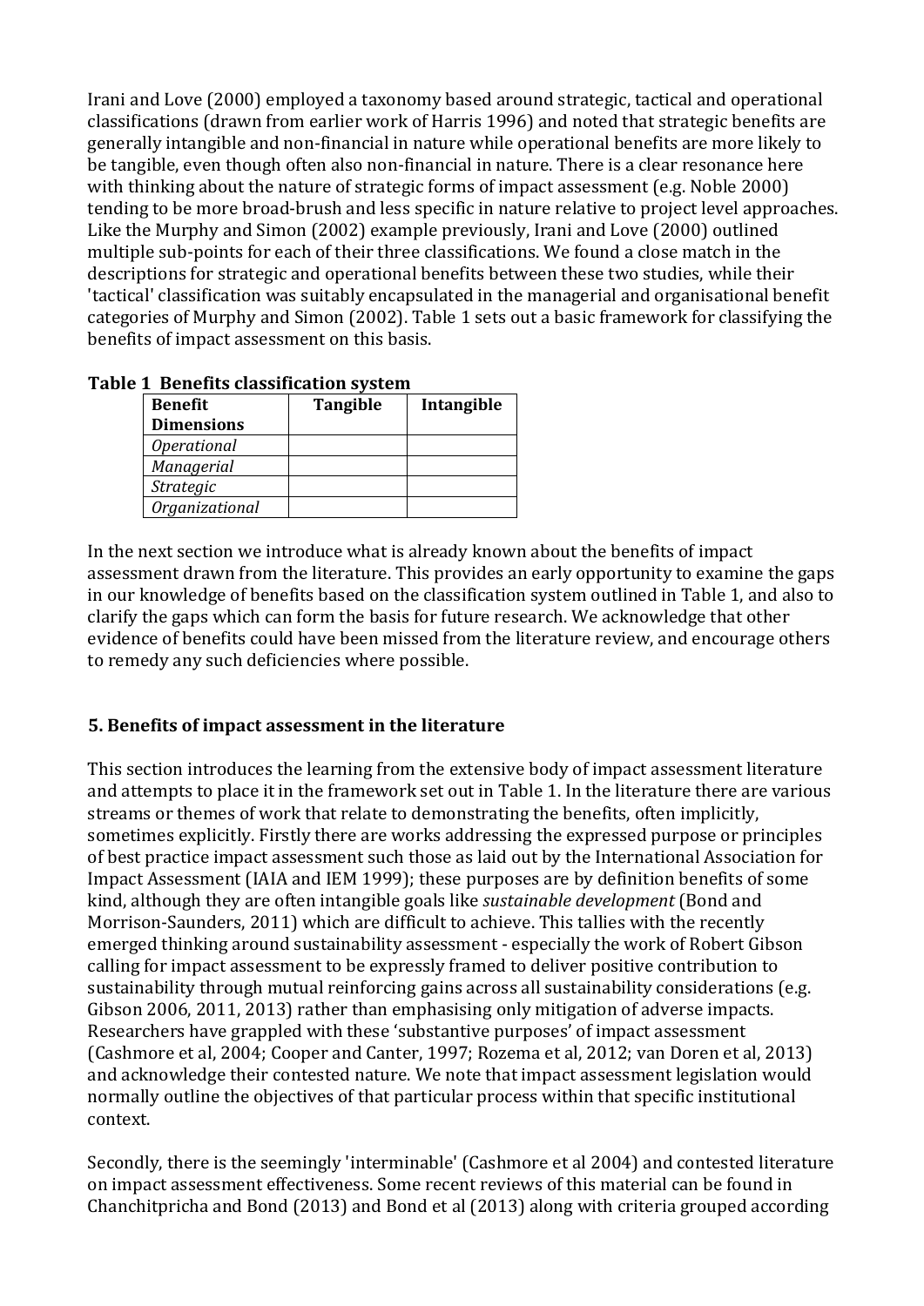Irani and Love (2000) employed a taxonomy based around strategic, tactical and operational classifications (drawn from earlier work of Harris 1996) and noted that strategic benefits are generally intangible and non-financial in nature while operational benefits are more likely to be tangible, even though often also non-financial in nature. There is a clear resonance here with thinking about the nature of strategic forms of impact assessment (e.g. Noble 2000) tending to be more broad-brush and less specific in nature relative to project level approaches. Like the Murphy and Simon (2002) example previously, Irani and Love (2000) outlined multiple sub-points for each of their three classifications. We found a close match in the descriptions for strategic and operational benefits between these two studies, while their 'tactical' classification was suitably encapsulated in the managerial and organisational benefit categories of Murphy and Simon (2002). Table 1 sets out a basic framework for classifying the benefits of impact assessment on this basis.

**Table 1 Benefits classification system**

| Benefit Dimensions | Tangible | Intangible |
|---|---|---|
| *Operational* | | |
| *Managerial* | | |
| *Strategic* | | |
| *Organizational* | | |

In the next section we introduce what is already known about the benefits of impact assessment drawn from the literature. This provides an early opportunity to examine the gaps in our knowledge of benefits based on the classification system outlined in Table 1, and also to clarify the gaps which can form the basis for future research. We acknowledge that other evidence of benefits could have been missed from the literature review, and encourage others to remedy any such deficiencies where possible.

## 5. Benefits of impact assessment in the literature

This section introduces the learning from the extensive body of impact assessment literature and attempts to place it in the framework set out in Table 1. In the literature there are various streams or themes of work that relate to demonstrating the benefits, often implicitly, sometimes explicitly. Firstly there are works addressing the expressed purpose or principles of best practice impact assessment such those as laid out by the International Association for Impact Assessment (IAIA and IEM 1999); these purposes are by definition benefits of some kind, although they are often intangible goals like *sustainable development* (Bond and Morrison-Saunders, 2011) which are difficult to achieve. This tallies with the recently emerged thinking around sustainability assessment - especially the work of Robert Gibson calling for impact assessment to be expressly framed to deliver positive contribution to sustainability through mutual reinforcing gains across all sustainability considerations (e.g. Gibson 2006, 2011, 2013) rather than emphasising only mitigation of adverse impacts. Researchers have grappled with these 'substantive purposes' of impact assessment (Cashmore et al, 2004; Cooper and Canter, 1997; Rozema et al, 2012; van Doren et al, 2013) and acknowledge their contested nature. We note that impact assessment legislation would normally outline the objectives of that particular process within that specific institutional context.

Secondly, there is the seemingly 'interminable' (Cashmore et al 2004) and contested literature on impact assessment effectiveness. Some recent reviews of this material can be found in Chanchitpricha and Bond (2013) and Bond et al (2013) along with criteria grouped according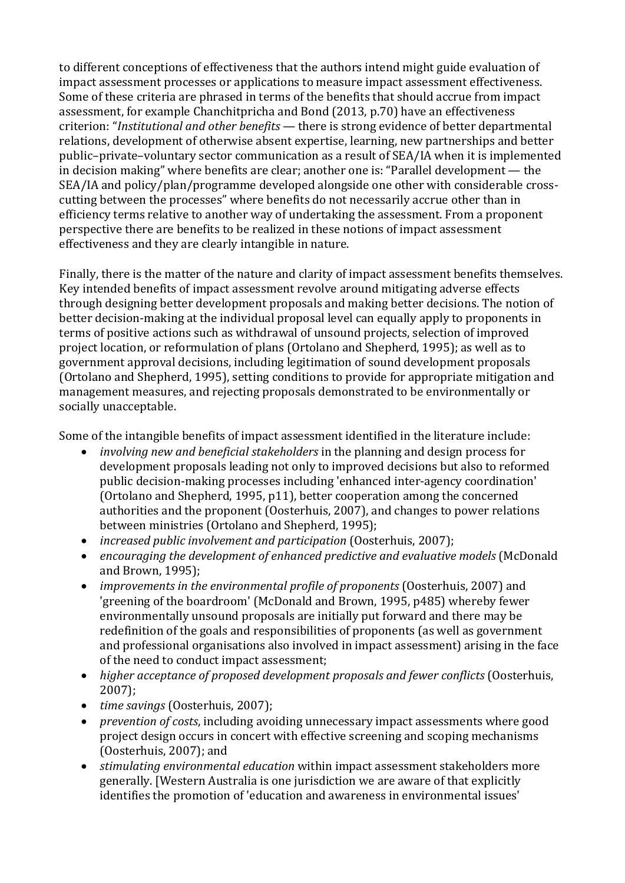to different conceptions of effectiveness that the authors intend might guide evaluation of impact assessment processes or applications to measure impact assessment effectiveness. Some of these criteria are phrased in terms of the benefits that should accrue from impact assessment, for example Chanchitpricha and Bond (2013, p.70) have an effectiveness criterion: "*Institutional and other benefits* — there is strong evidence of better departmental relations, development of otherwise absent expertise, learning, new partnerships and better public–private–voluntary sector communication as a result of SEA/IA when it is implemented in decision making" where benefits are clear; another one is: "Parallel development — the SEA/IA and policy/plan/programme developed alongside one other with considerable cross-cutting between the processes" where benefits do not necessarily accrue other than in efficiency terms relative to another way of undertaking the assessment. From a proponent perspective there are benefits to be realized in these notions of impact assessment effectiveness and they are clearly intangible in nature.

Finally, there is the matter of the nature and clarity of impact assessment benefits themselves. Key intended benefits of impact assessment revolve around mitigating adverse effects through designing better development proposals and making better decisions. The notion of better decision-making at the individual proposal level can equally apply to proponents in terms of positive actions such as withdrawal of unsound projects, selection of improved project location, or reformulation of plans (Ortolano and Shepherd, 1995); as well as to government approval decisions, including legitimation of sound development proposals (Ortolano and Shepherd, 1995), setting conditions to provide for appropriate mitigation and management measures, and rejecting proposals demonstrated to be environmentally or socially unacceptable.

Some of the intangible benefits of impact assessment identified in the literature include:

- *involving new and beneficial stakeholders* in the planning and design process for development proposals leading not only to improved decisions but also to reformed public decision-making processes including 'enhanced inter-agency coordination' (Ortolano and Shepherd, 1995, p11), better cooperation among the concerned authorities and the proponent (Oosterhuis, 2007), and changes to power relations between ministries (Ortolano and Shepherd, 1995);
- *increased public involvement and participation* (Oosterhuis, 2007);
- *encouraging the development of enhanced predictive and evaluative models* (McDonald and Brown, 1995);
- *improvements in the environmental profile of proponents* (Oosterhuis, 2007) and 'greening of the boardroom' (McDonald and Brown, 1995, p485) whereby fewer environmentally unsound proposals are initially put forward and there may be redefinition of the goals and responsibilities of proponents (as well as government and professional organisations also involved in impact assessment) arising in the face of the need to conduct impact assessment;
- *higher acceptance of proposed development proposals and fewer conflicts* (Oosterhuis, 2007);
- *time savings* (Oosterhuis, 2007);
- *prevention of costs*, including avoiding unnecessary impact assessments where good project design occurs in concert with effective screening and scoping mechanisms (Oosterhuis, 2007); and
- *stimulating environmental education* within impact assessment stakeholders more generally. [Western Australia is one jurisdiction we are aware of that explicitly identifies the promotion of 'education and awareness in environmental issues'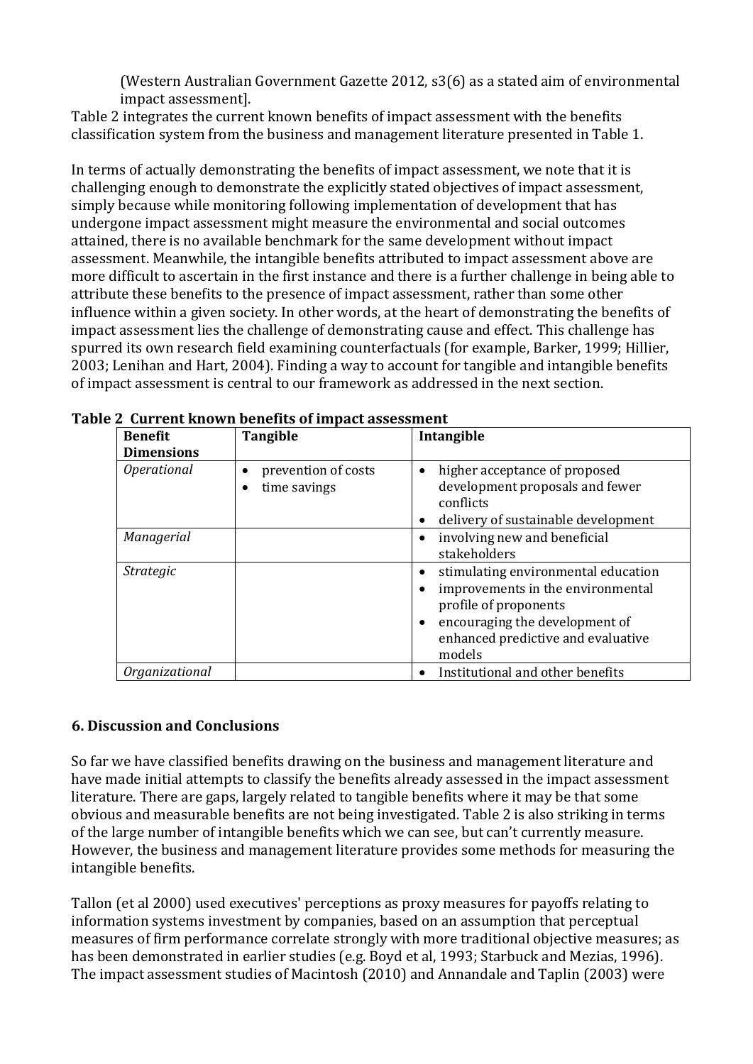(Western Australian Government Gazette 2012, s3(6) as a stated aim of environmental impact assessment].

Table 2 integrates the current known benefits of impact assessment with the benefits classification system from the business and management literature presented in Table 1.

In terms of actually demonstrating the benefits of impact assessment, we note that it is challenging enough to demonstrate the explicitly stated objectives of impact assessment, simply because while monitoring following implementation of development that has undergone impact assessment might measure the environmental and social outcomes attained, there is no available benchmark for the same development without impact assessment. Meanwhile, the intangible benefits attributed to impact assessment above are more difficult to ascertain in the first instance and there is a further challenge in being able to attribute these benefits to the presence of impact assessment, rather than some other influence within a given society. In other words, at the heart of demonstrating the benefits of impact assessment lies the challenge of demonstrating cause and effect. This challenge has spurred its own research field examining counterfactuals (for example, Barker, 1999; Hillier, 2003; Lenihan and Hart, 2004). Finding a way to account for tangible and intangible benefits of impact assessment is central to our framework as addressed in the next section.

**Table 2 Current known benefits of impact assessment**

| Benefit Dimensions | Tangible | Intangible |
|---|---|---|
| *Operational* | • prevention of costs<br>• time savings | • higher acceptance of proposed development proposals and fewer conflicts<br>• delivery of sustainable development |
| *Managerial* | | • involving new and beneficial stakeholders |
| *Strategic* | | • stimulating environmental education<br>• improvements in the environmental profile of proponents<br>• encouraging the development of enhanced predictive and evaluative models |
| *Organizational* | | • Institutional and other benefits |

## 6. Discussion and Conclusions

So far we have classified benefits drawing on the business and management literature and have made initial attempts to classify the benefits already assessed in the impact assessment literature. There are gaps, largely related to tangible benefits where it may be that some obvious and measurable benefits are not being investigated. Table 2 is also striking in terms of the large number of intangible benefits which we can see, but can't currently measure. However, the business and management literature provides some methods for measuring the intangible benefits.

Tallon (et al 2000) used executives' perceptions as proxy measures for payoffs relating to information systems investment by companies, based on an assumption that perceptual measures of firm performance correlate strongly with more traditional objective measures; as has been demonstrated in earlier studies (e.g. Boyd et al, 1993; Starbuck and Mezias, 1996). The impact assessment studies of Macintosh (2010) and Annandale and Taplin (2003) were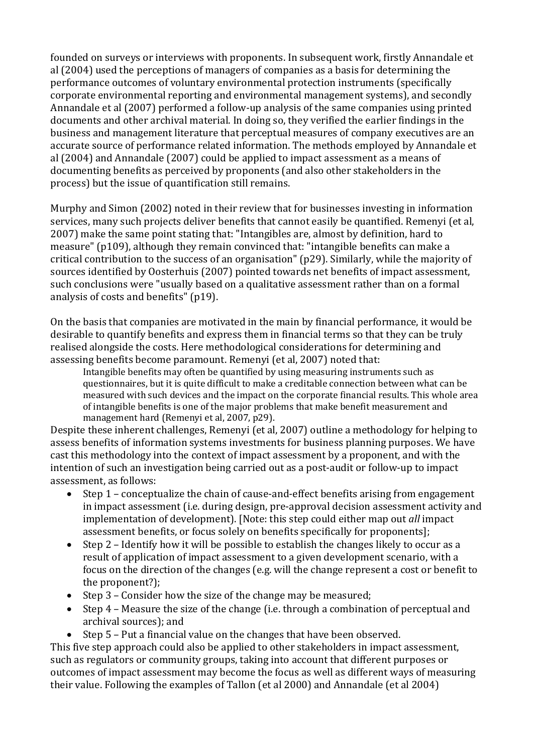founded on surveys or interviews with proponents. In subsequent work, firstly Annandale et al (2004) used the perceptions of managers of companies as a basis for determining the performance outcomes of voluntary environmental protection instruments (specifically corporate environmental reporting and environmental management systems), and secondly Annandale et al (2007) performed a follow-up analysis of the same companies using printed documents and other archival material. In doing so, they verified the earlier findings in the business and management literature that perceptual measures of company executives are an accurate source of performance related information. The methods employed by Annandale et al (2004) and Annandale (2007) could be applied to impact assessment as a means of documenting benefits as perceived by proponents (and also other stakeholders in the process) but the issue of quantification still remains.

Murphy and Simon (2002) noted in their review that for businesses investing in information services, many such projects deliver benefits that cannot easily be quantified. Remenyi (et al, 2007) make the same point stating that: "Intangibles are, almost by definition, hard to measure" (p109), although they remain convinced that: "intangible benefits can make a critical contribution to the success of an organisation" (p29). Similarly, while the majority of sources identified by Oosterhuis (2007) pointed towards net benefits of impact assessment, such conclusions were "usually based on a qualitative assessment rather than on a formal analysis of costs and benefits" (p19).

On the basis that companies are motivated in the main by financial performance, it would be desirable to quantify benefits and express them in financial terms so that they can be truly realised alongside the costs. Here methodological considerations for determining and assessing benefits become paramount. Remenyi (et al, 2007) noted that:

> Intangible benefits may often be quantified by using measuring instruments such as questionnaires, but it is quite difficult to make a creditable connection between what can be measured with such devices and the impact on the corporate financial results. This whole area of intangible benefits is one of the major problems that make benefit measurement and management hard (Remenyi et al, 2007, p29).

Despite these inherent challenges, Remenyi (et al, 2007) outline a methodology for helping to assess benefits of information systems investments for business planning purposes. We have cast this methodology into the context of impact assessment by a proponent, and with the intention of such an investigation being carried out as a post-audit or follow-up to impact assessment, as follows:

- Step 1 – conceptualize the chain of cause-and-effect benefits arising from engagement in impact assessment (i.e. during design, pre-approval decision assessment activity and implementation of development). [Note: this step could either map out *all* impact assessment benefits, or focus solely on benefits specifically for proponents];
- Step 2 – Identify how it will be possible to establish the changes likely to occur as a result of application of impact assessment to a given development scenario, with a focus on the direction of the changes (e.g. will the change represent a cost or benefit to the proponent?);
- Step 3 – Consider how the size of the change may be measured;
- Step 4 – Measure the size of the change (i.e. through a combination of perceptual and archival sources); and
- Step 5 – Put a financial value on the changes that have been observed.

This five step approach could also be applied to other stakeholders in impact assessment, such as regulators or community groups, taking into account that different purposes or outcomes of impact assessment may become the focus as well as different ways of measuring their value. Following the examples of Tallon (et al 2000) and Annandale (et al 2004)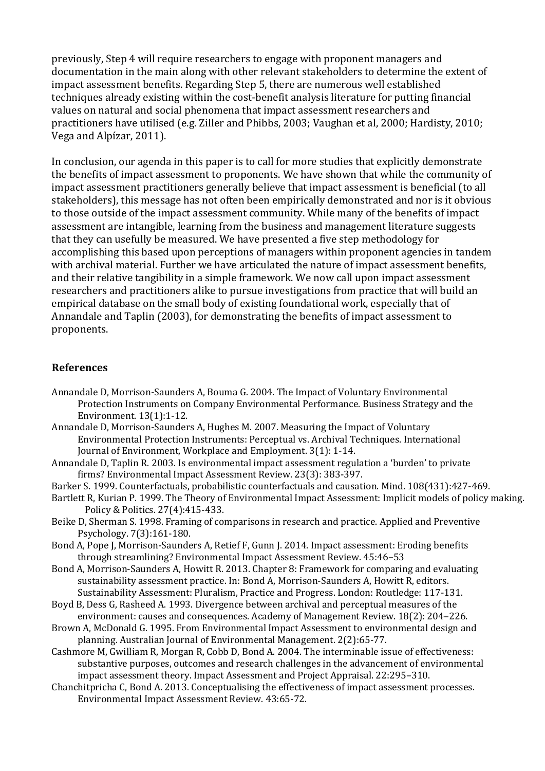previously, Step 4 will require researchers to engage with proponent managers and documentation in the main along with other relevant stakeholders to determine the extent of impact assessment benefits. Regarding Step 5, there are numerous well established techniques already existing within the cost-benefit analysis literature for putting financial values on natural and social phenomena that impact assessment researchers and practitioners have utilised (e.g. Ziller and Phibbs, 2003; Vaughan et al, 2000; Hardisty, 2010; Vega and Alpízar, 2011).

In conclusion, our agenda in this paper is to call for more studies that explicitly demonstrate the benefits of impact assessment to proponents. We have shown that while the community of impact assessment practitioners generally believe that impact assessment is beneficial (to all stakeholders), this message has not often been empirically demonstrated and nor is it obvious to those outside of the impact assessment community. While many of the benefits of impact assessment are intangible, learning from the business and management literature suggests that they can usefully be measured. We have presented a five step methodology for accomplishing this based upon perceptions of managers within proponent agencies in tandem with archival material. Further we have articulated the nature of impact assessment benefits, and their relative tangibility in a simple framework. We now call upon impact assessment researchers and practitioners alike to pursue investigations from practice that will build an empirical database on the small body of existing foundational work, especially that of Annandale and Taplin (2003), for demonstrating the benefits of impact assessment to proponents.

## References

Annandale D, Morrison-Saunders A, Bouma G. 2004. The Impact of Voluntary Environmental Protection Instruments on Company Environmental Performance. Business Strategy and the Environment. 13(1):1-12.

Annandale D, Morrison-Saunders A, Hughes M. 2007. Measuring the Impact of Voluntary Environmental Protection Instruments: Perceptual vs. Archival Techniques. International Journal of Environment, Workplace and Employment. 3(1): 1-14.

Annandale D, Taplin R. 2003. Is environmental impact assessment regulation a 'burden' to private firms? Environmental Impact Assessment Review. 23(3): 383-397.

Barker S. 1999. Counterfactuals, probabilistic counterfactuals and causation. Mind. 108(431):427-469.

Bartlett R, Kurian P. 1999. The Theory of Environmental Impact Assessment: Implicit models of policy making. Policy & Politics. 27(4):415-433.

Beike D, Sherman S. 1998. Framing of comparisons in research and practice. Applied and Preventive Psychology. 7(3):161-180.

Bond A, Pope J, Morrison-Saunders A, Retief F, Gunn J. 2014. Impact assessment: Eroding benefits through streamlining? Environmental Impact Assessment Review. 45:46–53

Bond A, Morrison-Saunders A, Howitt R. 2013. Chapter 8: Framework for comparing and evaluating sustainability assessment practice. In: Bond A, Morrison-Saunders A, Howitt R, editors. Sustainability Assessment: Pluralism, Practice and Progress. London: Routledge: 117-131.

Boyd B, Dess G, Rasheed A. 1993. Divergence between archival and perceptual measures of the environment: causes and consequences. Academy of Management Review. 18(2): 204–226.

Brown A, McDonald G. 1995. From Environmental Impact Assessment to environmental design and planning. Australian Journal of Environmental Management. 2(2):65-77.

Cashmore M, Gwilliam R, Morgan R, Cobb D, Bond A. 2004. The interminable issue of effectiveness: substantive purposes, outcomes and research challenges in the advancement of environmental impact assessment theory. Impact Assessment and Project Appraisal. 22:295–310.

Chanchitpricha C, Bond A. 2013. Conceptualising the effectiveness of impact assessment processes. Environmental Impact Assessment Review. 43:65-72.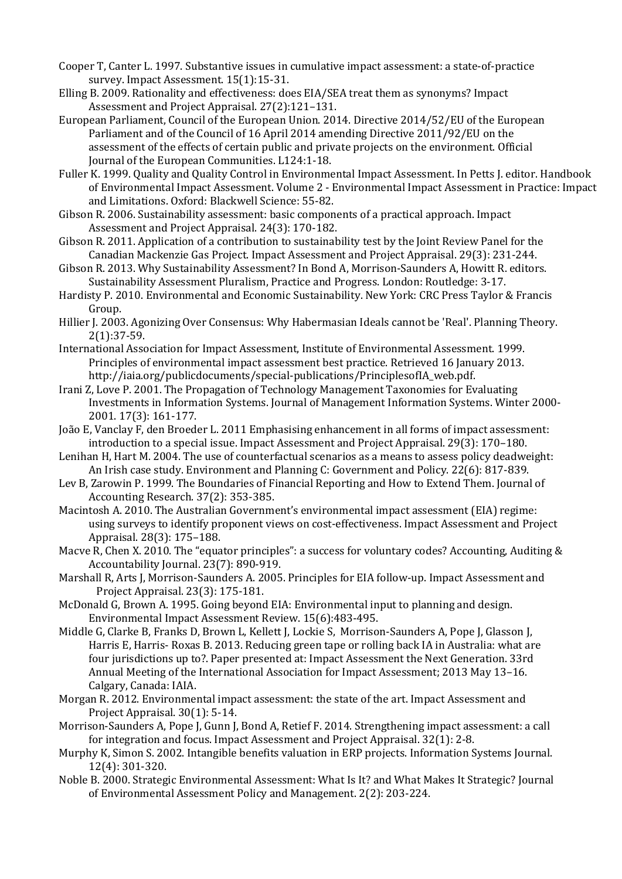Cooper T, Canter L. 1997. Substantive issues in cumulative impact assessment: a state-of-practice survey. Impact Assessment. 15(1):15-31.

Elling B. 2009. Rationality and effectiveness: does EIA/SEA treat them as synonyms? Impact Assessment and Project Appraisal. 27(2):121–131.

European Parliament, Council of the European Union. 2014. Directive 2014/52/EU of the European Parliament and of the Council of 16 April 2014 amending Directive 2011/92/EU on the assessment of the effects of certain public and private projects on the environment. Official Journal of the European Communities. L124:1-18.

Fuller K. 1999. Quality and Quality Control in Environmental Impact Assessment. In Petts J. editor. Handbook of Environmental Impact Assessment. Volume 2 - Environmental Impact Assessment in Practice: Impact and Limitations. Oxford: Blackwell Science: 55-82.

Gibson R. 2006. Sustainability assessment: basic components of a practical approach. Impact Assessment and Project Appraisal. 24(3): 170-182.

Gibson R. 2011. Application of a contribution to sustainability test by the Joint Review Panel for the Canadian Mackenzie Gas Project. Impact Assessment and Project Appraisal. 29(3): 231-244.

Gibson R. 2013. Why Sustainability Assessment? In Bond A, Morrison-Saunders A, Howitt R. editors. Sustainability Assessment Pluralism, Practice and Progress. London: Routledge: 3-17.

Hardisty P. 2010. Environmental and Economic Sustainability. New York: CRC Press Taylor & Francis Group.

Hillier J. 2003. Agonizing Over Consensus: Why Habermasian Ideals cannot be 'Real'. Planning Theory. 2(1):37-59.

International Association for Impact Assessment, Institute of Environmental Assessment. 1999. Principles of environmental impact assessment best practice. Retrieved 16 January 2013. http://iaia.org/publicdocuments/special-publications/PrinciplesofIA_web.pdf.

Irani Z, Love P. 2001. The Propagation of Technology Management Taxonomies for Evaluating Investments in Information Systems. Journal of Management Information Systems. Winter 2000-2001. 17(3): 161-177.

João E, Vanclay F, den Broeder L. 2011 Emphasising enhancement in all forms of impact assessment: introduction to a special issue. Impact Assessment and Project Appraisal. 29(3): 170–180.

Lenihan H, Hart M. 2004. The use of counterfactual scenarios as a means to assess policy deadweight: An Irish case study. Environment and Planning C: Government and Policy. 22(6): 817-839.

Lev B, Zarowin P. 1999. The Boundaries of Financial Reporting and How to Extend Them. Journal of Accounting Research. 37(2): 353-385.

Macintosh A. 2010. The Australian Government's environmental impact assessment (EIA) regime: using surveys to identify proponent views on cost-effectiveness. Impact Assessment and Project Appraisal. 28(3): 175–188.

Macve R, Chen X. 2010. The "equator principles": a success for voluntary codes? Accounting, Auditing & Accountability Journal. 23(7): 890-919.

Marshall R, Arts J, Morrison-Saunders A. 2005. Principles for EIA follow-up. Impact Assessment and Project Appraisal. 23(3): 175-181.

McDonald G, Brown A. 1995. Going beyond EIA: Environmental input to planning and design. Environmental Impact Assessment Review. 15(6):483-495.

Middle G, Clarke B, Franks D, Brown L, Kellett J, Lockie S, Morrison-Saunders A, Pope J, Glasson J, Harris E, Harris- Roxas B. 2013. Reducing green tape or rolling back IA in Australia: what are four jurisdictions up to?. Paper presented at: Impact Assessment the Next Generation. 33rd Annual Meeting of the International Association for Impact Assessment; 2013 May 13–16. Calgary, Canada: IAIA.

Morgan R. 2012. Environmental impact assessment: the state of the art. Impact Assessment and Project Appraisal. 30(1): 5-14.

Morrison-Saunders A, Pope J, Gunn J, Bond A, Retief F. 2014. Strengthening impact assessment: a call for integration and focus. Impact Assessment and Project Appraisal. 32(1): 2-8.

Murphy K, Simon S. 2002. Intangible benefits valuation in ERP projects. Information Systems Journal. 12(4): 301-320.

Noble B. 2000. Strategic Environmental Assessment: What Is It? and What Makes It Strategic? Journal of Environmental Assessment Policy and Management. 2(2): 203-224.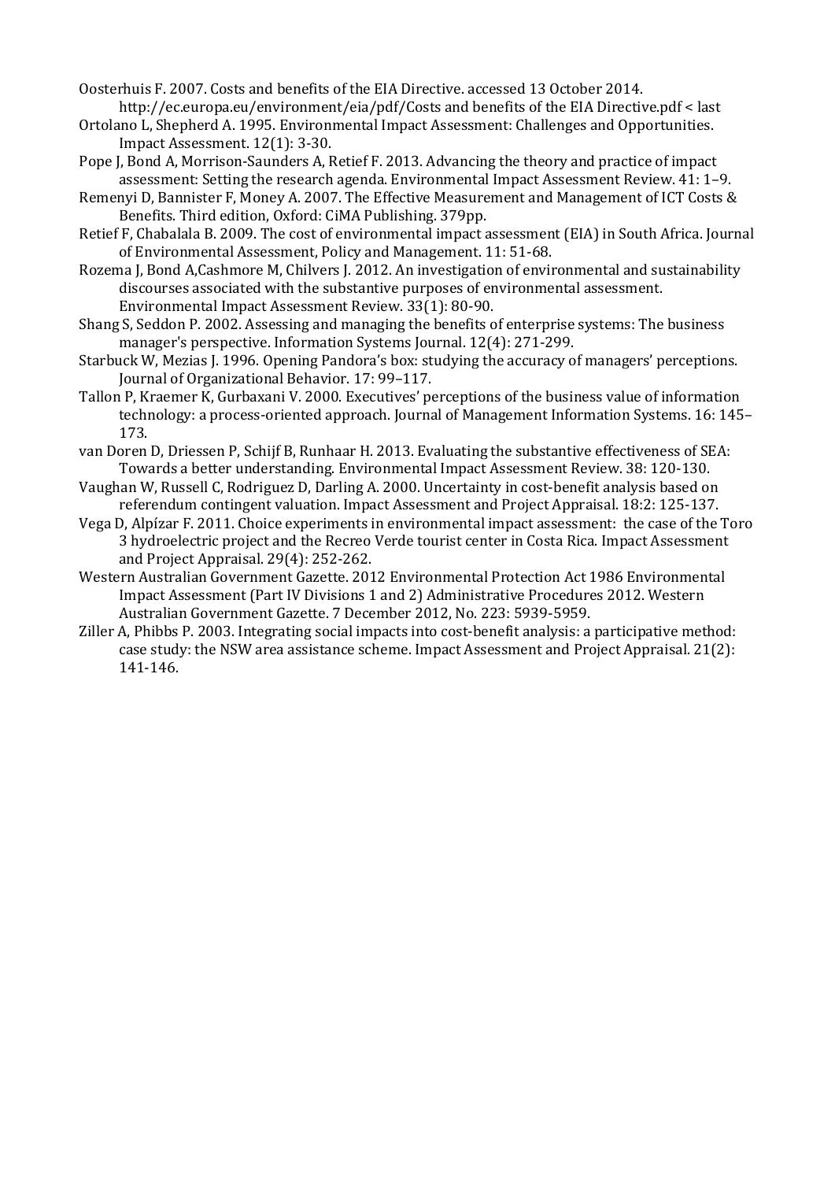Oosterhuis F. 2007. Costs and benefits of the EIA Directive. accessed 13 October 2014. http://ec.europa.eu/environment/eia/pdf/Costs and benefits of the EIA Directive.pdf < last

Ortolano L, Shepherd A. 1995. Environmental Impact Assessment: Challenges and Opportunities. Impact Assessment. 12(1): 3-30.

Pope J, Bond A, Morrison-Saunders A, Retief F. 2013. Advancing the theory and practice of impact assessment: Setting the research agenda. Environmental Impact Assessment Review. 41: 1–9.

Remenyi D, Bannister F, Money A. 2007. The Effective Measurement and Management of ICT Costs & Benefits. Third edition, Oxford: CiMA Publishing. 379pp.

Retief F, Chabalala B. 2009. The cost of environmental impact assessment (EIA) in South Africa. Journal of Environmental Assessment, Policy and Management. 11: 51-68.

Rozema J, Bond A,Cashmore M, Chilvers J. 2012. An investigation of environmental and sustainability discourses associated with the substantive purposes of environmental assessment. Environmental Impact Assessment Review. 33(1): 80-90.

Shang S, Seddon P. 2002. Assessing and managing the benefits of enterprise systems: The business manager's perspective. Information Systems Journal. 12(4): 271-299.

Starbuck W, Mezias J. 1996. Opening Pandora's box: studying the accuracy of managers' perceptions. Journal of Organizational Behavior. 17: 99–117.

Tallon P, Kraemer K, Gurbaxani V. 2000. Executives' perceptions of the business value of information technology: a process-oriented approach. Journal of Management Information Systems. 16: 145–173.

van Doren D, Driessen P, Schijf B, Runhaar H. 2013. Evaluating the substantive effectiveness of SEA: Towards a better understanding. Environmental Impact Assessment Review. 38: 120-130.

Vaughan W, Russell C, Rodriguez D, Darling A. 2000. Uncertainty in cost-benefit analysis based on referendum contingent valuation. Impact Assessment and Project Appraisal. 18:2: 125-137.

Vega D, Alpízar F. 2011. Choice experiments in environmental impact assessment: the case of the Toro 3 hydroelectric project and the Recreo Verde tourist center in Costa Rica. Impact Assessment and Project Appraisal. 29(4): 252-262.

Western Australian Government Gazette. 2012 Environmental Protection Act 1986 Environmental Impact Assessment (Part IV Divisions 1 and 2) Administrative Procedures 2012. Western Australian Government Gazette. 7 December 2012, No. 223: 5939-5959.

Ziller A, Phibbs P. 2003. Integrating social impacts into cost-benefit analysis: a participative method: case study: the NSW area assistance scheme. Impact Assessment and Project Appraisal. 21(2): 141-146.